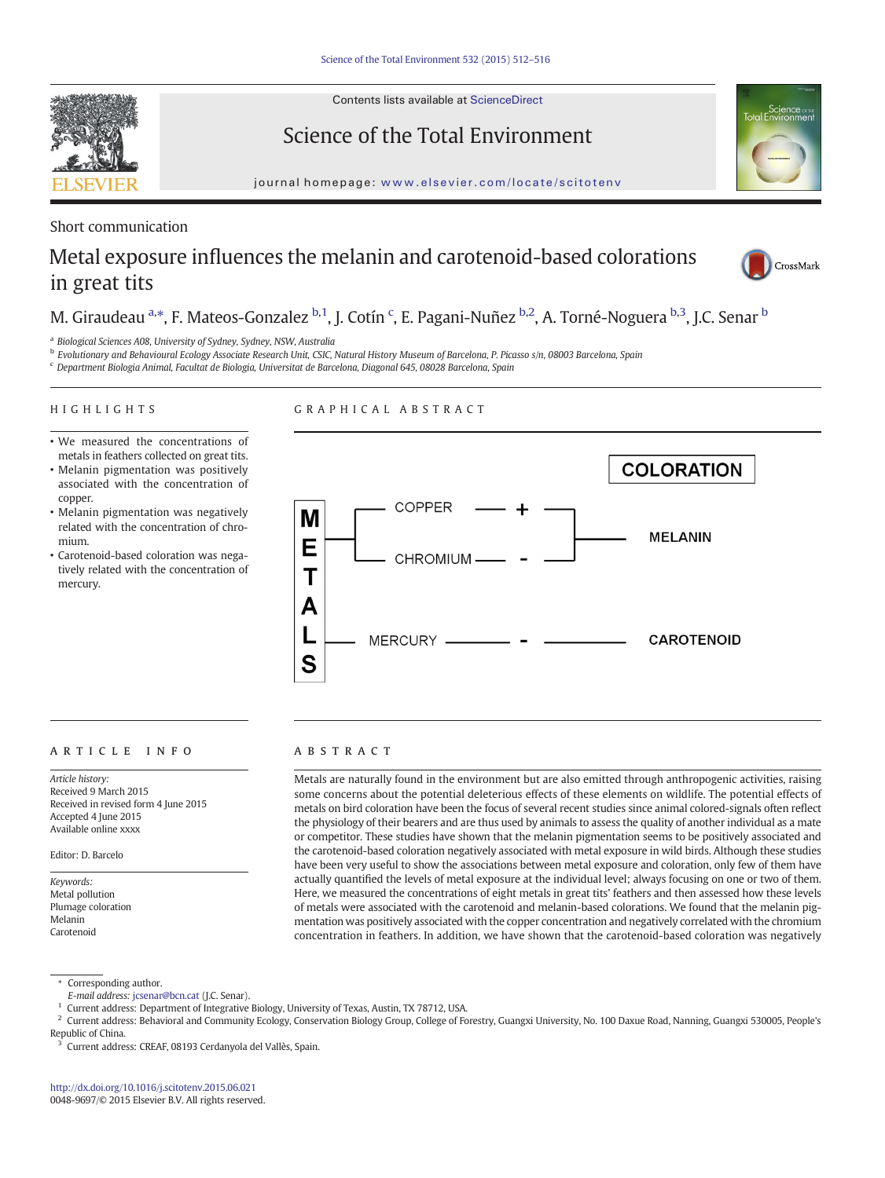Short communication

# Metal exposure influences the melanin and carotenoid-based colorations in great tits

M. Giraudeau [a,*], F. Mateos-Gonzalez [b,1], J. Cotín [c], E. Pagani-Nuñez [b,2], A. Torné-Noguera [b,3], J.C. Senar [b]

[a] Biological Sciences A08, University of Sydney, Sydney, NSW, Australia
[b] Evolutionary and Behavioural Ecology Associate Research Unit, CSIC, Natural History Museum of Barcelona, P. Picasso s/n, 08003 Barcelona, Spain
[c] Department Biologia Animal, Facultat de Biologia, Universitat de Barcelona, Diagonal 645, 08028 Barcelona, Spain

## HIGHLIGHTS

- We measured the concentrations of metals in feathers collected on great tits.
- Melanin pigmentation was positively associated with the concentration of copper.
- Melanin pigmentation was negatively related with the concentration of chromium.
- Carotenoid-based coloration was negatively related with the concentration of mercury.

## GRAPHICAL ABSTRACT

METALS — COPPER (+), CHROMIUM (-) → MELANIN; MERCURY (-) → CAROTENOID (COLORATION)

## ARTICLE INFO

*Article history:*
Received 9 March 2015
Received in revised form 4 June 2015
Accepted 4 June 2015
Available online xxxx

Editor: D. Barcelo

*Keywords:*
Metal pollution
Plumage coloration
Melanin
Carotenoid

## ABSTRACT

Metals are naturally found in the environment but are also emitted through anthropogenic activities, raising some concerns about the potential deleterious effects of these elements on wildlife. The potential effects of metals on bird coloration have been the focus of several recent studies since animal colored-signals often reflect the physiology of their bearers and are thus used by animals to assess the quality of another individual as a mate or competitor. These studies have shown that the melanin pigmentation seems to be positively associated and the carotenoid-based coloration negatively associated with metal exposure in wild birds. Although these studies have been very useful to show the associations between metal exposure and coloration, only few of them have actually quantified the levels of metal exposure at the individual level; always focusing on one or two of them. Here, we measured the concentrations of eight metals in great tits' feathers and then assessed how these levels of metals were associated with the carotenoid and melanin-based colorations. We found that the melanin pigmentation was positively associated with the copper concentration and negatively correlated with the chromium concentration in feathers. In addition, we have shown that the carotenoid-based coloration was negatively

* Corresponding author.
*E-mail address:* jcsenar@bcn.cat (J.C. Senar).
[1] Current address: Department of Integrative Biology, University of Texas, Austin, TX 78712, USA.
[2] Current address: Behavioral and Community Ecology, Conservation Biology Group, College of Forestry, Guangxi University, No. 100 Daxue Road, Nanning, Guangxi 530005, People's Republic of China.
[3] Current address: CREAF, 08193 Cerdanyola del Vallès, Spain.

http://dx.doi.org/10.1016/j.scitotenv.2015.06.021
0048-9697/© 2015 Elsevier B.V. All rights reserved.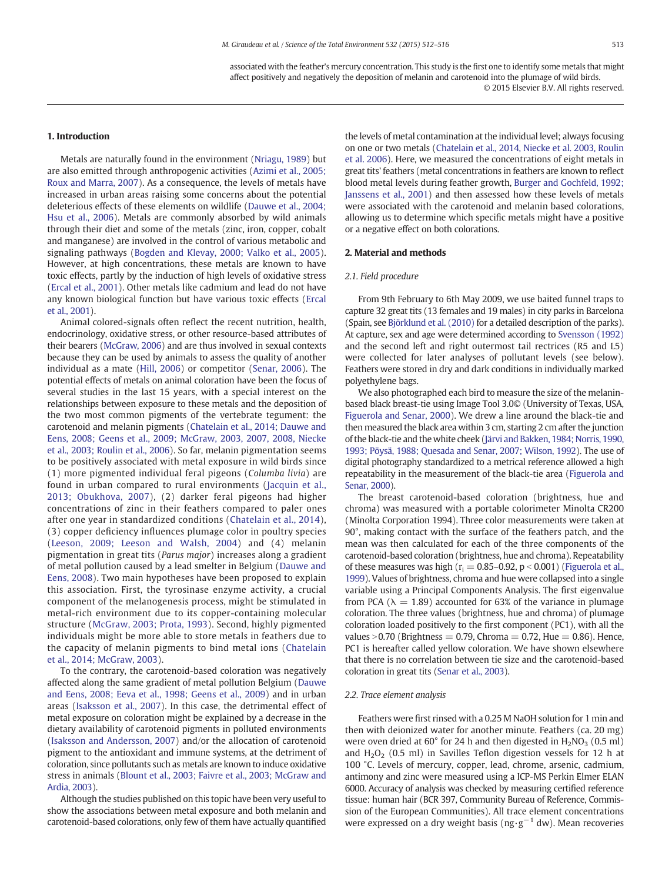associated with the feather's mercury concentration. This study is the first one to identify some metals that might affect positively and negatively the deposition of melanin and carotenoid into the plumage of wild birds.

© 2015 Elsevier B.V. All rights reserved.

## 1. Introduction

Metals are naturally found in the environment (Nriagu, 1989) but are also emitted through anthropogenic activities (Azimi et al., 2005; Roux and Marra, 2007). As a consequence, the levels of metals have increased in urban areas raising some concerns about the potential deleterious effects of these elements on wildlife (Dauwe et al., 2004; Hsu et al., 2006). Metals are commonly absorbed by wild animals through their diet and some of the metals (zinc, iron, copper, cobalt and manganese) are involved in the control of various metabolic and signaling pathways (Bogden and Klevay, 2000; Valko et al., 2005). However, at high concentrations, these metals are known to have toxic effects, partly by the induction of high levels of oxidative stress (Ercal et al., 2001). Other metals like cadmium and lead do not have any known biological function but have various toxic effects (Ercal et al., 2001).

Animal colored-signals often reflect the recent nutrition, health, endocrinology, oxidative stress, or other resource-based attributes of their bearers (McGraw, 2006) and are thus involved in sexual contexts because they can be used by animals to assess the quality of another individual as a mate (Hill, 2006) or competitor (Senar, 2006). The potential effects of metals on animal coloration have been the focus of several studies in the last 15 years, with a special interest on the relationships between exposure to these metals and the deposition of the two most common pigments of the vertebrate tegument: the carotenoid and melanin pigments (Chatelain et al., 2014; Dauwe and Eens, 2008; Geens et al., 2009; McGraw, 2003, 2007, 2008, Niecke et al., 2003; Roulin et al., 2006). So far, melanin pigmentation seems to be positively associated with metal exposure in wild birds since (1) more pigmented individual feral pigeons (*Columba livia*) are found in urban compared to rural environments (Jacquin et al., 2013; Obukhova, 2007), (2) darker feral pigeons had higher concentrations of zinc in their feathers compared to paler ones after one year in standardized conditions (Chatelain et al., 2014), (3) copper deficiency influences plumage color in poultry species (Leeson, 2009; Leeson and Walsh, 2004) and (4) melanin pigmentation in great tits (*Parus major*) increases along a gradient of metal pollution caused by a lead smelter in Belgium (Dauwe and Eens, 2008). Two main hypotheses have been proposed to explain this association. First, the tyrosinase enzyme activity, a crucial component of the melanogenesis process, might be stimulated in metal-rich environment due to its copper-containing molecular structure (McGraw, 2003; Prota, 1993). Second, highly pigmented individuals might be more able to store metals in feathers due to the capacity of melanin pigments to bind metal ions (Chatelain et al., 2014; McGraw, 2003).

To the contrary, the carotenoid-based coloration was negatively affected along the same gradient of metal pollution Belgium (Dauwe and Eens, 2008; Eeva et al., 1998; Geens et al., 2009) and in urban areas (Isaksson et al., 2007). In this case, the detrimental effect of metal exposure on coloration might be explained by a decrease in the dietary availability of carotenoid pigments in polluted environments (Isaksson and Andersson, 2007) and/or the allocation of carotenoid pigment to the antioxidant and immune systems, at the detriment of coloration, since pollutants such as metals are known to induce oxidative stress in animals (Blount et al., 2003; Faivre et al., 2003; McGraw and Ardia, 2003).

Although the studies published on this topic have been very useful to show the associations between metal exposure and both melanin and carotenoid-based colorations, only few of them have actually quantified the levels of metal contamination at the individual level; always focusing on one or two metals (Chatelain et al., 2014, Niecke et al. 2003, Roulin et al. 2006). Here, we measured the concentrations of eight metals in great tits' feathers (metal concentrations in feathers are known to reflect blood metal levels during feather growth, Burger and Gochfeld, 1992; Janssens et al., 2001) and then assessed how these levels of metals were associated with the carotenoid and melanin based colorations, allowing us to determine which specific metals might have a positive or a negative effect on both colorations.

## 2. Material and methods

### 2.1. Field procedure

From 9th February to 6th May 2009, we use baited funnel traps to capture 32 great tits (13 females and 19 males) in city parks in Barcelona (Spain, see Björklund et al. (2010) for a detailed description of the parks). At capture, sex and age were determined according to Svensson (1992) and the second left and right outermost tail rectrices (R5 and L5) were collected for later analyses of pollutant levels (see below). Feathers were stored in dry and dark conditions in individually marked polyethylene bags.

We also photographed each bird to measure the size of the melanin-based black breast-tie using Image Tool 3.0© (University of Texas, USA, Figuerola and Senar, 2000). We drew a line around the black-tie and then measured the black area within 3 cm, starting 2 cm after the junction of the black-tie and the white cheek (Järvi and Bakken, 1984; Norris, 1990, 1993; Pöysä, 1988; Quesada and Senar, 2007; Wilson, 1992). The use of digital photography standardized to a metrical reference allowed a high repeatability in the measurement of the black-tie area (Figuerola and Senar, 2000).

The breast carotenoid-based coloration (brightness, hue and chroma) was measured with a portable colorimeter Minolta CR200 (Minolta Corporation 1994). Three color measurements were taken at 90°, making contact with the surface of the feathers patch, and the mean was then calculated for each of the three components of the carotenoid-based coloration (brightness, hue and chroma). Repeatability of these measures was high ($r_i = 0.85$–$0.92$, $p < 0.001$) (Figuerola et al., 1999). Values of brightness, chroma and hue were collapsed into a single variable using a Principal Components Analysis. The first eigenvalue from PCA ($\lambda = 1.89$) accounted for 63% of the variance in plumage coloration. The three values (brightness, hue and chroma) of plumage coloration loaded positively to the first component (PC1), with all the values >0.70 (Brightness = 0.79, Chroma = 0.72, Hue = 0.86). Hence, PC1 is hereafter called yellow coloration. We have shown elsewhere that there is no correlation between tie size and the carotenoid-based coloration in great tits (Senar et al., 2003).

### 2.2. Trace element analysis

Feathers were first rinsed with a 0.25 M NaOH solution for 1 min and then with deionized water for another minute. Feathers (ca. 20 mg) were oven dried at 60° for 24 h and then digested in $H_2NO_3$ (0.5 ml) and $H_2O_2$ (0.5 ml) in Savilles Teflon digestion vessels for 12 h at 100 °C. Levels of mercury, copper, lead, chrome, arsenic, cadmium, antimony and zinc were measured using a ICP-MS Perkin Elmer ELAN 6000. Accuracy of analysis was checked by measuring certified reference tissue: human hair (BCR 397, Community Bureau of Reference, Commission of the European Communities). All trace element concentrations were expressed on a dry weight basis ($ng \cdot g^{-1}$ dw). Mean recoveries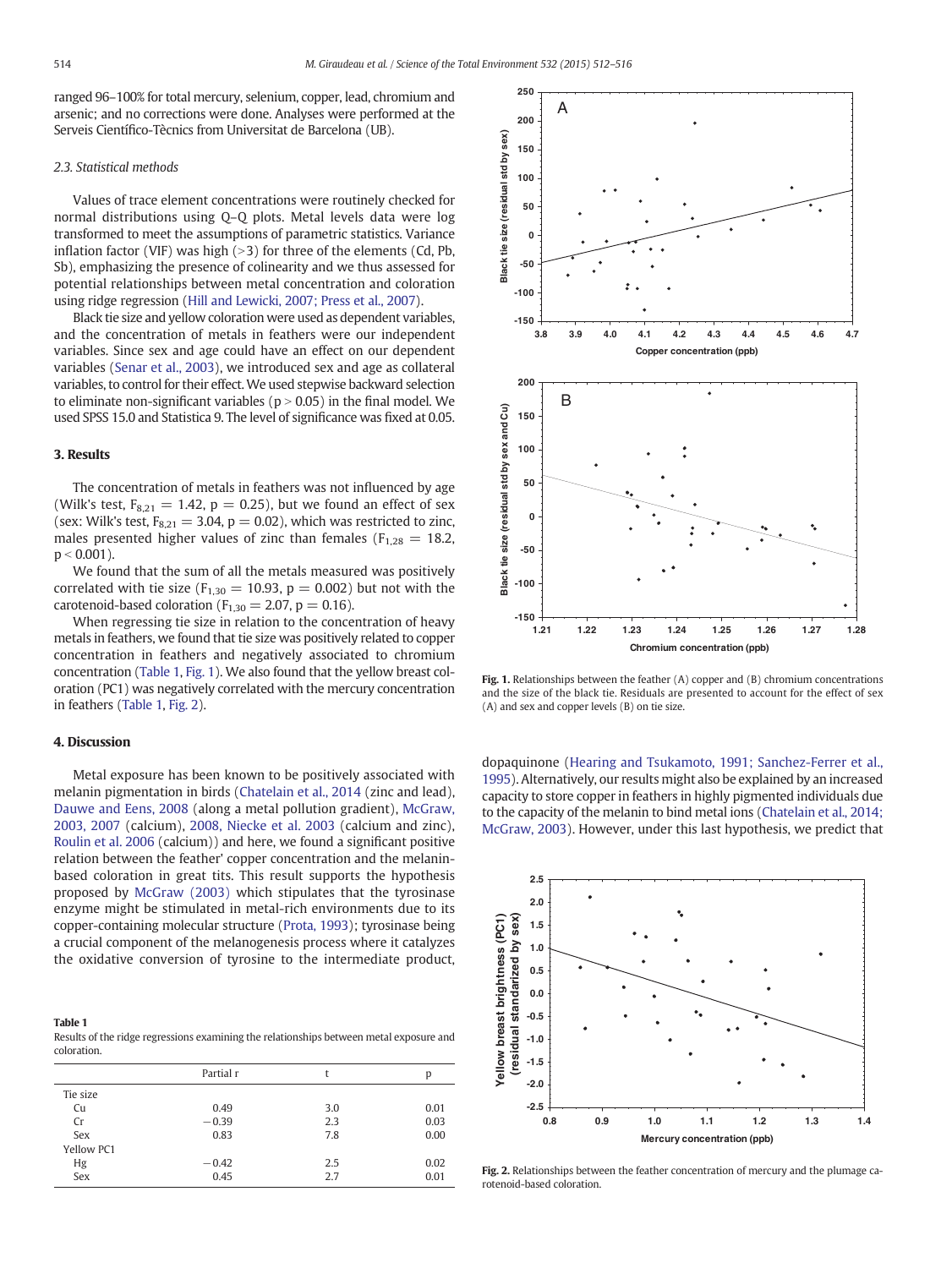ranged 96–100% for total mercury, selenium, copper, lead, chromium and arsenic; and no corrections were done. Analyses were performed at the Serveis Científico-Tècnics from Universitat de Barcelona (UB).

### 2.3. Statistical methods

Values of trace element concentrations were routinely checked for normal distributions using Q–Q plots. Metal levels data were log transformed to meet the assumptions of parametric statistics. Variance inflation factor (VIF) was high (>3) for three of the elements (Cd, Pb, Sb), emphasizing the presence of colinearity and we thus assessed for potential relationships between metal concentration and coloration using ridge regression (Hill and Lewicki, 2007; Press et al., 2007).

Black tie size and yellow coloration were used as dependent variables, and the concentration of metals in feathers were our independent variables. Since sex and age could have an effect on our dependent variables (Senar et al., 2003), we introduced sex and age as collateral variables, to control for their effect. We used stepwise backward selection to eliminate non-significant variables ($p > 0.05$) in the final model. We used SPSS 15.0 and Statistica 9. The level of significance was fixed at 0.05.

## 3. Results

The concentration of metals in feathers was not influenced by age (Wilk's test, $F_{8,21} = 1.42$, $p = 0.25$), but we found an effect of sex (sex: Wilk's test, $F_{8,21} = 3.04$, $p = 0.02$), which was restricted to zinc, males presented higher values of zinc than females ($F_{1,28} = 18.2$, $p < 0.001$).

We found that the sum of all the metals measured was positively correlated with tie size ($F_{1,30} = 10.93$, $p = 0.002$) but not with the carotenoid-based coloration ($F_{1,30} = 2.07$, $p = 0.16$).

When regressing tie size in relation to the concentration of heavy metals in feathers, we found that tie size was positively related to copper concentration in feathers and negatively associated to chromium concentration (Table 1, Fig. 1). We also found that the yellow breast coloration (PC1) was negatively correlated with the mercury concentration in feathers (Table 1, Fig. 2).

## 4. Discussion

Metal exposure has been known to be positively associated with melanin pigmentation in birds (Chatelain et al., 2014 (zinc and lead), Dauwe and Eens, 2008 (along a metal pollution gradient), McGraw, 2003, 2007 (calcium), 2008, Niecke et al. 2003 (calcium and zinc), Roulin et al. 2006 (calcium)) and here, we found a significant positive relation between the feather' copper concentration and the melanin-based coloration in great tits. This result supports the hypothesis proposed by McGraw (2003) which stipulates that the tyrosinase enzyme might be stimulated in metal-rich environments due to its copper-containing molecular structure (Prota, 1993); tyrosinase being a crucial component of the melanogenesis process where it catalyzes the oxidative conversion of tyrosine to the intermediate product, dopaquinone (Hearing and Tsukamoto, 1991; Sanchez-Ferrer et al., 1995). Alternatively, our results might also be explained by an increased capacity to store copper in feathers in highly pigmented individuals due to the capacity of the melanin to bind metal ions (Chatelain et al., 2014; McGraw, 2003). However, under this last hypothesis, we predict that

**Table 1**
Results of the ridge regressions examining the relationships between metal exposure and coloration.

| | Partial r | t | p |
|---|---|---|---|
| Tie size | | | |
| Cu | 0.49 | 3.0 | 0.01 |
| Cr | −0.39 | 2.3 | 0.03 |
| Sex | 0.83 | 7.8 | 0.00 |
| Yellow PC1 | | | |
| Hg | −0.42 | 2.5 | 0.02 |
| Sex | 0.45 | 2.7 | 0.01 |

**Fig. 1.** Relationships between the feather (A) copper and (B) chromium concentrations and the size of the black tie. Residuals are presented to account for the effect of sex (A) and sex and copper levels (B) on tie size.

**Fig. 2.** Relationships between the feather concentration of mercury and the plumage carotenoid-based coloration.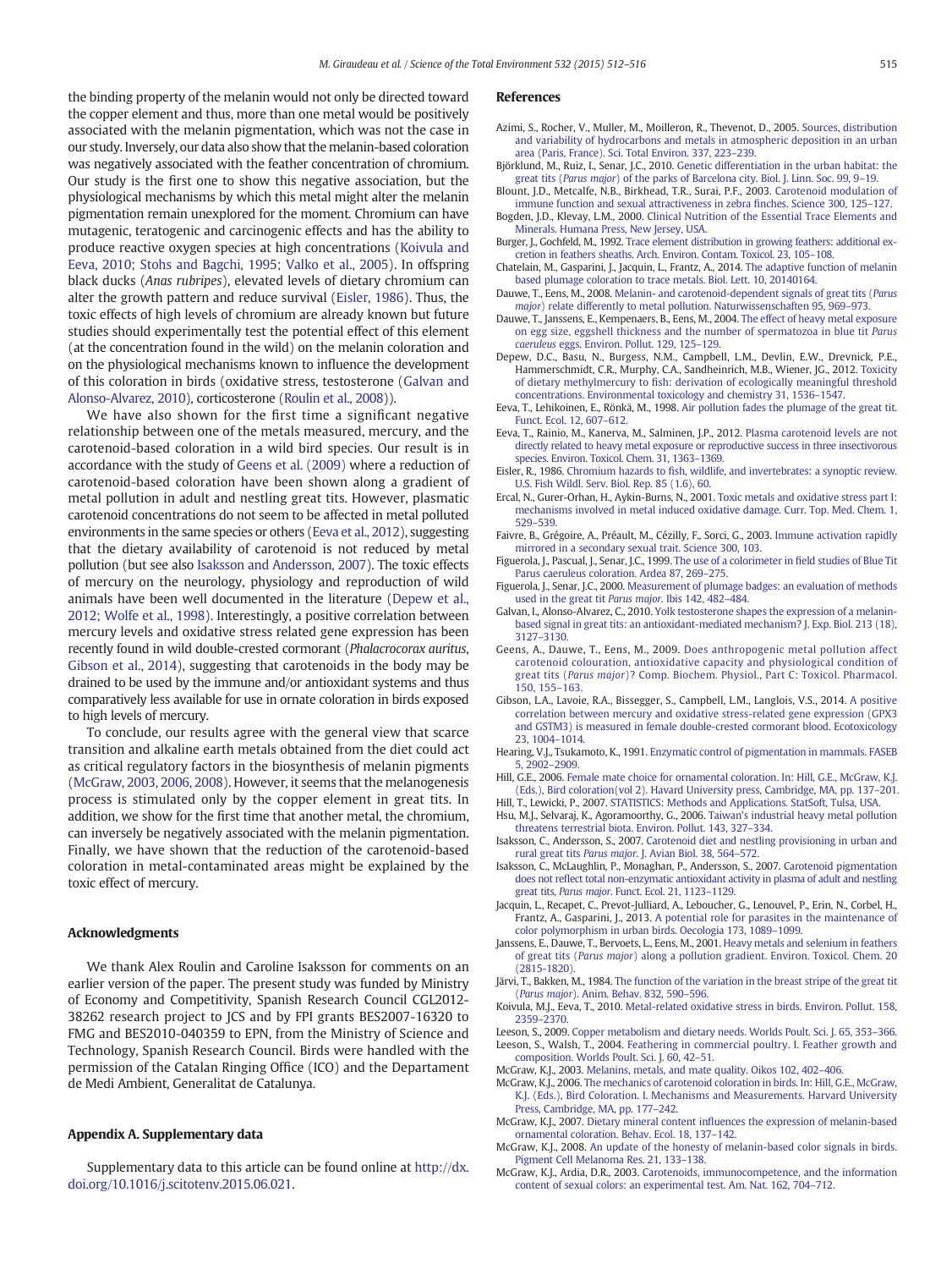the binding property of the melanin would not only be directed toward the copper element and thus, more than one metal would be positively associated with the melanin pigmentation, which was not the case in our study. Inversely, our data also show that the melanin-based coloration was negatively associated with the feather concentration of chromium. Our study is the first one to show this negative association, but the physiological mechanisms by which this metal might alter the melanin pigmentation remain unexplored for the moment. Chromium can have mutagenic, teratogenic and carcinogenic effects and has the ability to produce reactive oxygen species at high concentrations (Koivula and Eeva, 2010; Stohs and Bagchi, 1995; Valko et al., 2005). In offspring black ducks (*Anas rubripes*), elevated levels of dietary chromium can alter the growth pattern and reduce survival (Eisler, 1986). Thus, the toxic effects of high levels of chromium are already known but future studies should experimentally test the potential effect of this element (at the concentration found in the wild) on the melanin coloration and on the physiological mechanisms known to influence the development of this coloration in birds (oxidative stress, testosterone (Galvan and Alonso-Alvarez, 2010), corticosterone (Roulin et al., 2008)).

We have also shown for the first time a significant negative relationship between one of the metals measured, mercury, and the carotenoid-based coloration in a wild bird species. Our result is in accordance with the study of Geens et al. (2009) where a reduction of carotenoid-based coloration have been shown along a gradient of metal pollution in adult and nestling great tits. However, plasmatic carotenoid concentrations do not seem to be affected in metal polluted environments in the same species or others (Eeva et al., 2012), suggesting that the dietary availability of carotenoid is not reduced by metal pollution (but see also Isaksson and Andersson, 2007). The toxic effects of mercury on the neurology, physiology and reproduction of wild animals have been well documented in the literature (Depew et al., 2012; Wolfe et al., 1998). Interestingly, a positive correlation between mercury levels and oxidative stress related gene expression has been recently found in wild double-crested cormorant (*Phalacrocorax auritus*, Gibson et al., 2014), suggesting that carotenoids in the body may be drained to be used by the immune and/or antioxidant systems and thus comparatively less available for use in ornate coloration in birds exposed to high levels of mercury.

To conclude, our results agree with the general view that scarce transition and alkaline earth metals obtained from the diet could act as critical regulatory factors in the biosynthesis of melanin pigments (McGraw, 2003, 2006, 2008). However, it seems that the melanogenesis process is stimulated only by the copper element in great tits. In addition, we show for the first time that another metal, the chromium, can inversely be negatively associated with the melanin pigmentation. Finally, we have shown that the reduction of the carotenoid-based coloration in metal-contaminated areas might be explained by the toxic effect of mercury.

## Acknowledgments

We thank Alex Roulin and Caroline Isaksson for comments on an earlier version of the paper. The present study was funded by Ministry of Economy and Competitivity, Spanish Research Council CGL2012-38262 research project to JCS and by FPI grants BES2007-16320 to FMG and BES2010-040359 to EPN, from the Ministry of Science and Technology, Spanish Research Council. Birds were handled with the permission of the Catalan Ringing Office (ICO) and the Departament de Medi Ambient, Generalitat de Catalunya.

## Appendix A. Supplementary data

Supplementary data to this article can be found online at http://dx.doi.org/10.1016/j.scitotenv.2015.06.021.

## References

Azimi, S., Rocher, V., Muller, M., Moilleron, R., Thevenot, D., 2005. Sources, distribution and variability of hydrocarbons and metals in atmospheric deposition in an urban area (Paris, France). Sci. Total Environ. 337, 223–239.

Björklund, M., Ruiz, I., Senar, J.C., 2010. Genetic differentiation in the urban habitat: the great tits (*Parus major*) of the parks of Barcelona city. Biol. J. Linn. Soc. 99, 9–19.

Blount, J.D., Metcalfe, N.B., Birkhead, T.R., Surai, P.F., 2003. Carotenoid modulation of immune function and sexual attractiveness in zebra finches. Science 300, 125–127.

Bogden, J.D., Klevay, L.M., 2000. Clinical Nutrition of the Essential Trace Elements and Minerals. Humana Press, New Jersey, USA.

Burger, J., Gochfeld, M., 1992. Trace element distribution in growing feathers: additional excretion in feathers sheaths. Arch. Environ. Contam. Toxicol. 23, 105–108.

Chatelain, M., Gasparini, J., Jacquin, L., Frantz, A., 2014. The adaptive function of melanin based plumage coloration to trace metals. Biol. Lett. 10, 20140164.

Dauwe, T., Eens, M., 2008. Melanin- and carotenoid-dependent signals of great tits (*Parus major*) relate differently to metal pollution. Naturwissenschaften 95, 969–973.

Dauwe, T., Janssens, E., Kempenaers, B., Eens, M., 2004. The effect of heavy metal exposure on egg size, eggshell thickness and the number of spermatozoa in blue tit *Parus caeruleus* eggs. Environ. Pollut. 129, 125–129.

Depew, D.C., Basu, N., Burgess, N.M., Campbell, L.M., Devlin, E.W., Drevnick, P.E., Hammerschmidt, C.R., Murphy, C.A., Sandheinrich, M.B., Wiener, J.G., 2012. Toxicity of dietary methylmercury to fish: derivation of ecologically meaningful threshold concentrations. Environmental toxicology and chemistry 31, 1536–1547.

Eeva, T., Lehikoinen, E., Rönkä, M., 1998. Air pollution fades the plumage of the great tit. Funct. Ecol. 12, 607–612.

Eeva, T., Rainio, M., Kanerva, M., Salminen, J.P., 2012. Plasma carotenoid levels are not directly related to heavy metal exposure or reproductive success in three insectivorous species. Environ. Toxicol. Chem. 31, 1363–1369.

Eisler, R., 1986. Chromium hazards to fish, wildlife, and invertebrates: a synoptic review. U.S. Fish Wildl. Serv. Biol. Rep. 85 (1.6), 60.

Ercal, N., Gurer-Orhan, H., Aykin-Burns, N., 2001. Toxic metals and oxidative stress part I: mechanisms involved in metal induced oxidative damage. Curr. Top. Med. Chem. 1, 529–539.

Faivre, B., Grégoire, A., Préault, M., Cézilly, F., Sorci, G., 2003. Immune activation rapidly mirrored in a secondary sexual trait. Science 300, 103.

Figuerola, J., Pascual, J., Senar, J.C., 1999. The use of a colorimeter in field studies of Blue Tit Parus caeruleus coloration. Ardea 87, 269–275.

Figuerola, J., Senar, J.C., 2000. Measurement of plumage badges: an evaluation of methods used in the great tit *Parus major*. Ibis 142, 482–484.

Galvan, I., Alonso-Alvarez, C., 2010. Yolk testosterone shapes the expression of a melanin-based signal in great tits: an antioxidant-mediated mechanism? J. Exp. Biol. 213 (18), 3127–3130.

Geens, A., Dauwe, T., Eens, M., 2009. Does anthropogenic metal pollution affect carotenoid colouration, antioxidative capacity and physiological condition of great tits (*Parus major*)? Comp. Biochem. Physiol., Part C: Toxicol. Pharmacol. 150, 155–163.

Gibson, L.A., Lavoie, R.A., Bissegger, S., Campbell, L.M., Langlois, V.S., 2014. A positive correlation between mercury and oxidative stress-related gene expression (GPX3 and GSTM3) is measured in female double-crested cormorant blood. Ecotoxicology 23, 1004–1014.

Hearing, V.J., Tsukamoto, K., 1991. Enzymatic control of pigmentation in mammals. FASEB 5, 2902–2909.

Hill, G.E., 2006. Female mate choice for ornamental coloration. In: Hill, G.E., McGraw, K.J. (Eds.), Bird coloration(vol 2). Havard University press, Cambridge, MA, pp. 137–201.

Hill, T., Lewicki, P., 2007. STATISTICS: Methods and Applications. StatSoft, Tulsa, USA.

Hsu, M.J., Selvaraj, K., Agoramoorthy, G., 2006. Taiwan's industrial heavy metal pollution threatens terrestrial biota. Environ. Pollut. 143, 327–334.

Isaksson, C., Andersson, S., 2007. Carotenoid diet and nestling provisioning in urban and rural great tits *Parus major*. J. Avian Biol. 38, 564–572.

Isaksson, C., McLaughlin, P., Monaghan, P., Andersson, S., 2007. Carotenoid pigmentation does not reflect total non-enzymatic antioxidant activity in plasma of adult and nestling great tits, *Parus major*. Funct. Ecol. 21, 1123–1129.

Jacquin, L., Recapet, C., Prevot-Julliard, A., Leboucher, G., Lenouvel, P., Erin, N., Corbel, H., Frantz, A., Gasparini, J., 2013. A potential role for parasites in the maintenance of color polymorphism in urban birds. Oecologia 173, 1089–1099.

Janssens, E., Dauwe, T., Bervoets, L., Eens, M., 2001. Heavy metals and selenium in feathers of great tits (*Parus major*) along a pollution gradient. Environ. Toxicol. Chem. 20 (2815-1820).

Järvi, T., Bakken, M., 1984. The function of the variation in the breast stripe of the great tit (*Parus major*). Anim. Behav. 832, 590–596.

Koivula, M.J., Eeva, T., 2010. Metal-related oxidative stress in birds. Environ. Pollut. 158, 2359–2370.

Leeson, S., 2009. Copper metabolism and dietary needs. Worlds Poult. Sci. J. 65, 353–366.

Leeson, S., Walsh, T., 2004. Feathering in commercial poultry. I. Feather growth and composition. Worlds Poult. Sci. J. 60, 42–51.

McGraw, K.J., 2003. Melanins, metals, and mate quality. Oikos 102, 402–406.

McGraw, K.J., 2006. The mechanics of carotenoid coloration in birds. In: Hill, G.E., McGraw, K.J. (Eds.), Bird Coloration. I. Mechanisms and Measurements. Harvard University Press, Cambridge, MA, pp. 177–242.

McGraw, K.J., 2007. Dietary mineral content influences the expression of melanin-based ornamental coloration. Behav. Ecol. 18, 137–142.

McGraw, K.J., 2008. An update of the honesty of melanin-based color signals in birds. Pigment Cell Melanoma Res. 21, 133–138.

McGraw, K.J., Ardia, D.R., 2003. Carotenoids, immunocompetence, and the information content of sexual colors: an experimental test. Am. Nat. 162, 704–712.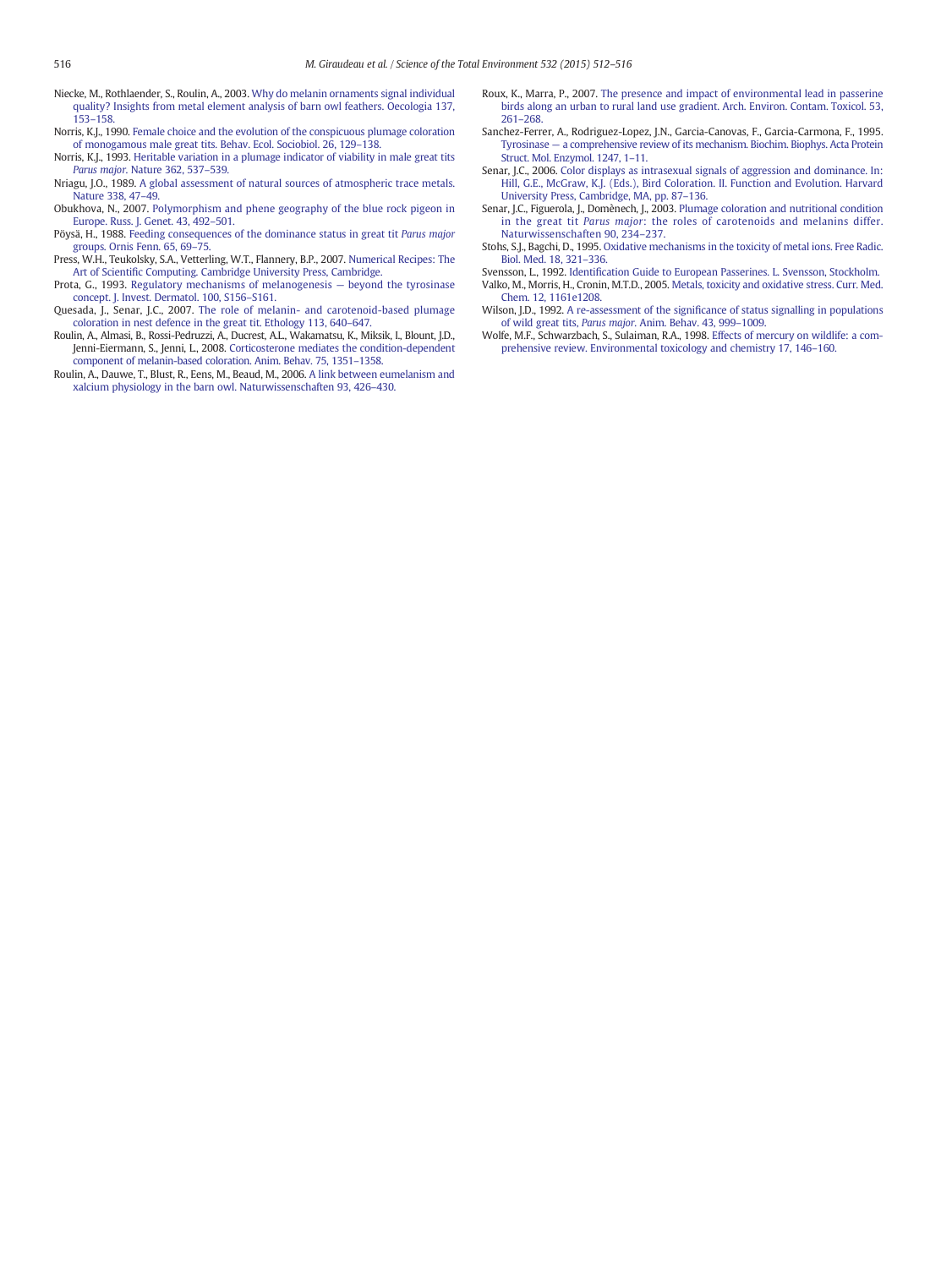Niecke, M., Rothlaender, S., Roulin, A., 2003. Why do melanin ornaments signal individual quality? Insights from metal element analysis of barn owl feathers. Oecologia 137, 153–158.

Norris, K.J., 1990. Female choice and the evolution of the conspicuous plumage coloration of monogamous male great tits. Behav. Ecol. Sociobiol. 26, 129–138.

Norris, K.J., 1993. Heritable variation in a plumage indicator of viability in male great tits *Parus major*. Nature 362, 537–539.

Nriagu, J.O., 1989. A global assessment of natural sources of atmospheric trace metals. Nature 338, 47–49.

Obukhova, N., 2007. Polymorphism and phene geography of the blue rock pigeon in Europe. Russ. J. Genet. 43, 492–501.

Pöysä, H., 1988. Feeding consequences of the dominance status in great tit *Parus major* groups. Ornis Fenn. 65, 69–75.

Press, W.H., Teukolsky, S.A., Vetterling, W.T., Flannery, B.P., 2007. Numerical Recipes: The Art of Scientific Computing. Cambridge University Press, Cambridge.

Prota, G., 1993. Regulatory mechanisms of melanogenesis — beyond the tyrosinase concept. J. Invest. Dermatol. 100, S156–S161.

Quesada, J., Senar, J.C., 2007. The role of melanin- and carotenoid-based plumage coloration in nest defence in the great tit. Ethology 113, 640–647.

Roulin, A., Almasi, B., Rossi-Pedruzzi, A., Ducrest, A.L., Wakamatsu, K., Miksik, I., Blount, J.D., Jenni-Eiermann, S., Jenni, L., 2008. Corticosterone mediates the condition-dependent component of melanin-based coloration. Anim. Behav. 75, 1351–1358.

Roulin, A., Dauwe, T., Blust, R., Eens, M., Beaud, M., 2006. A link between eumelanism and xalcium physiology in the barn owl. Naturwissenschaften 93, 426–430.

Roux, K., Marra, P., 2007. The presence and impact of environmental lead in passerine birds along an urban to rural land use gradient. Arch. Environ. Contam. Toxicol. 53, 261–268.

Sanchez-Ferrer, A., Rodriguez-Lopez, J.N., Garcia-Canovas, F., Garcia-Carmona, F., 1995. Tyrosinase — a comprehensive review of its mechanism. Biochim. Biophys. Acta Protein Struct. Mol. Enzymol. 1247, 1–11.

Senar, J.C., 2006. Color displays as intrasexual signals of aggression and dominance. In: Hill, G.E., McGraw, K.J. (Eds.), Bird Coloration. II. Function and Evolution. Harvard University Press, Cambridge, MA, pp. 87–136.

Senar, J.C., Figuerola, J., Domènech, J., 2003. Plumage coloration and nutritional condition in the great tit *Parus major*: the roles of carotenoids and melanins differ. Naturwissenschaften 90, 234–237.

Stohs, S.J., Bagchi, D., 1995. Oxidative mechanisms in the toxicity of metal ions. Free Radic. Biol. Med. 18, 321–336.

Svensson, L., 1992. Identification Guide to European Passerines. L. Svensson, Stockholm.

Valko, M., Morris, H., Cronin, M.T.D., 2005. Metals, toxicity and oxidative stress. Curr. Med. Chem. 12, 1161e1208.

Wilson, J.D., 1992. A re-assessment of the significance of status signalling in populations of wild great tits, *Parus major*. Anim. Behav. 43, 999–1009.

Wolfe, M.F., Schwarzbach, S., Sulaiman, R.A., 1998. Effects of mercury on wildlife: a comprehensive review. Environmental toxicology and chemistry 17, 146–160.